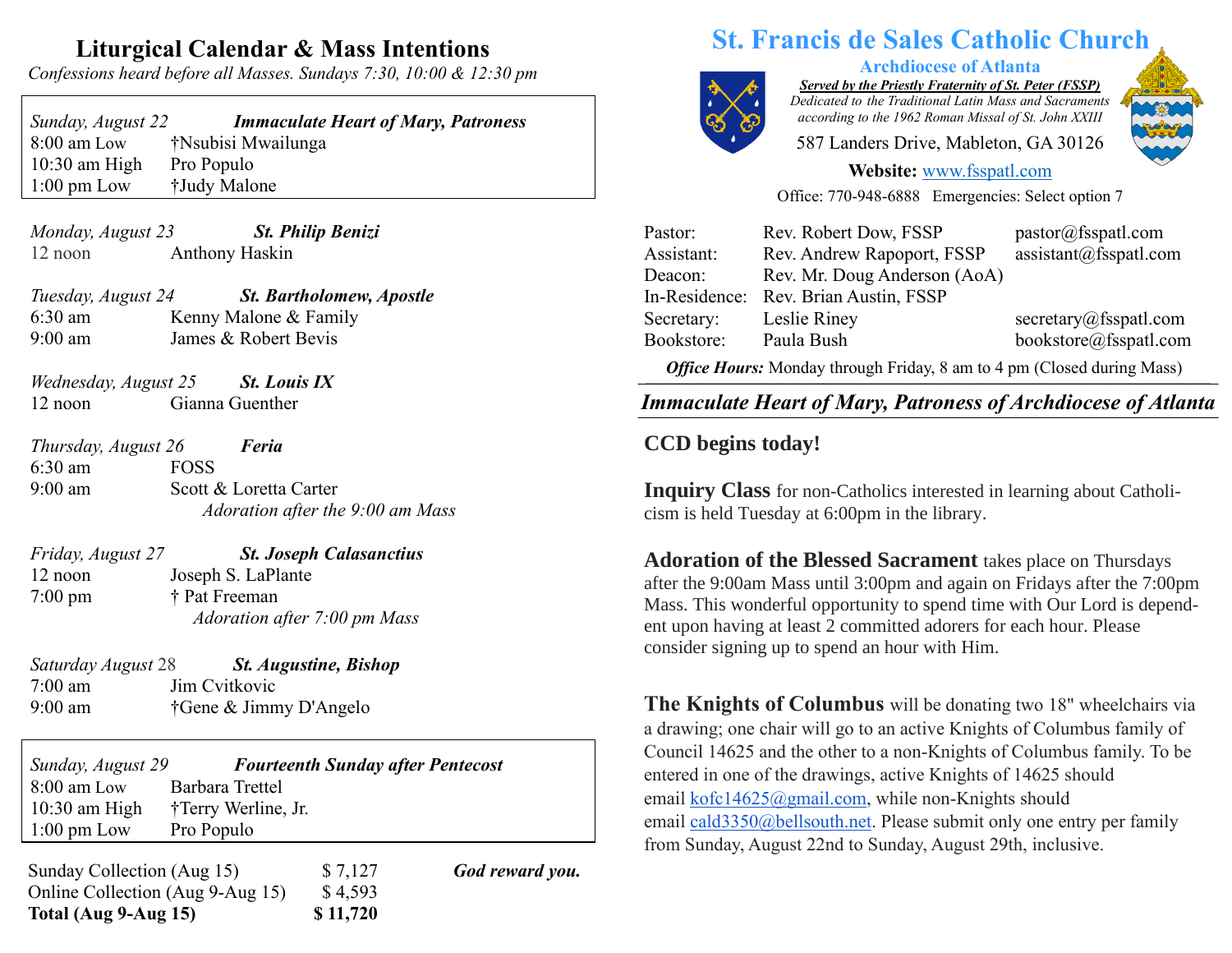## Liturgical Calendar & Mass Intentions

*Confessions heard before all Masses. Sundays 7:30, 10:00 & 12:30 pm*

*Sunday, August 22* — ***Immaculate Heart of Mary, Patroness***

| | |
|---|---|
| 8:00 am Low | †Nsubisi Mwailunga |
| 10:30 am High | Pro Populo |
| 1:00 pm Low | †Judy Malone |

*Monday, August 23* — ***St. Philip Benizi***

| | |
|---|---|
| 12 noon | Anthony Haskin |

*Tuesday, August 24* — ***St. Bartholomew, Apostle***

| | |
|---|---|
| 6:30 am | Kenny Malone & Family |
| 9:00 am | James & Robert Bevis |

*Wednesday, August 25* — ***St. Louis IX***

| | |
|---|---|
| 12 noon | Gianna Guenther |

*Thursday, August 26* — ***Feria***

| | |
|---|---|
| 6:30 am | FOSS |
| 9:00 am | Scott & Loretta Carter |

*Adoration after the 9:00 am Mass*

*Friday, August 27* — ***St. Joseph Calasanctius***

| | |
|---|---|
| 12 noon | Joseph S. LaPlante |
| 7:00 pm | † Pat Freeman |

*Adoration after 7:00 pm Mass*

*Saturday August 28* — ***St. Augustine, Bishop***

| | |
|---|---|
| 7:00 am | Jim Cvitkovic |
| 9:00 am | †Gene & Jimmy D'Angelo |

*Sunday, August 29* — ***Fourteenth Sunday after Pentecost***

| | |
|---|---|
| 8:00 am Low | Barbara Trettel |
| 10:30 am High | †Terry Werline, Jr. |
| 1:00 pm Low | Pro Populo |

| | |
|---|---|
| Sunday Collection (Aug 15) | $ 7,127 |
| Online Collection (Aug 9-Aug 15) | $ 4,593 |
| **Total (Aug 9-Aug 15)** | **$ 11,720** |

***God reward you.***

# St. Francis de Sales Catholic Church

**Archdiocese of Atlanta**

***Served by the Priestly Fraternity of St. Peter (FSSP)***

*Dedicated to the Traditional Latin Mass and Sacraments according to the 1962 Roman Missal of St. John XXIII*

587 Landers Drive, Mableton, GA 30126

**Website:** www.fsspatl.com

Office: 770-948-6888 Emergencies: Select option 7

| | | |
|---|---|---|
| Pastor: | Rev. Robert Dow, FSSP | pastor@fsspatl.com |
| Assistant: | Rev. Andrew Rapoport, FSSP | assistant@fsspatl.com |
| Deacon: | Rev. Mr. Doug Anderson (AoA) | |
| In-Residence: | Rev. Brian Austin, FSSP | |
| Secretary: | Leslie Riney | secretary@fsspatl.com |
| Bookstore: | Paula Bush | bookstore@fsspatl.com |

***Office Hours:*** Monday through Friday, 8 am to 4 pm (Closed during Mass)

## *Immaculate Heart of Mary, Patroness of Archdiocese of Atlanta*

### CCD begins today!

**Inquiry Class** for non-Catholics interested in learning about Catholicism is held Tuesday at 6:00pm in the library.

**Adoration of the Blessed Sacrament** takes place on Thursdays after the 9:00am Mass until 3:00pm and again on Fridays after the 7:00pm Mass. This wonderful opportunity to spend time with Our Lord is dependent upon having at least 2 committed adorers for each hour. Please consider signing up to spend an hour with Him.

**The Knights of Columbus** will be donating two 18" wheelchairs via a drawing; one chair will go to an active Knights of Columbus family of Council 14625 and the other to a non-Knights of Columbus family. To be entered in one of the drawings, active Knights of 14625 should email kofc14625@gmail.com, while non-Knights should email cald3350@bellsouth.net. Please submit only one entry per family from Sunday, August 22nd to Sunday, August 29th, inclusive.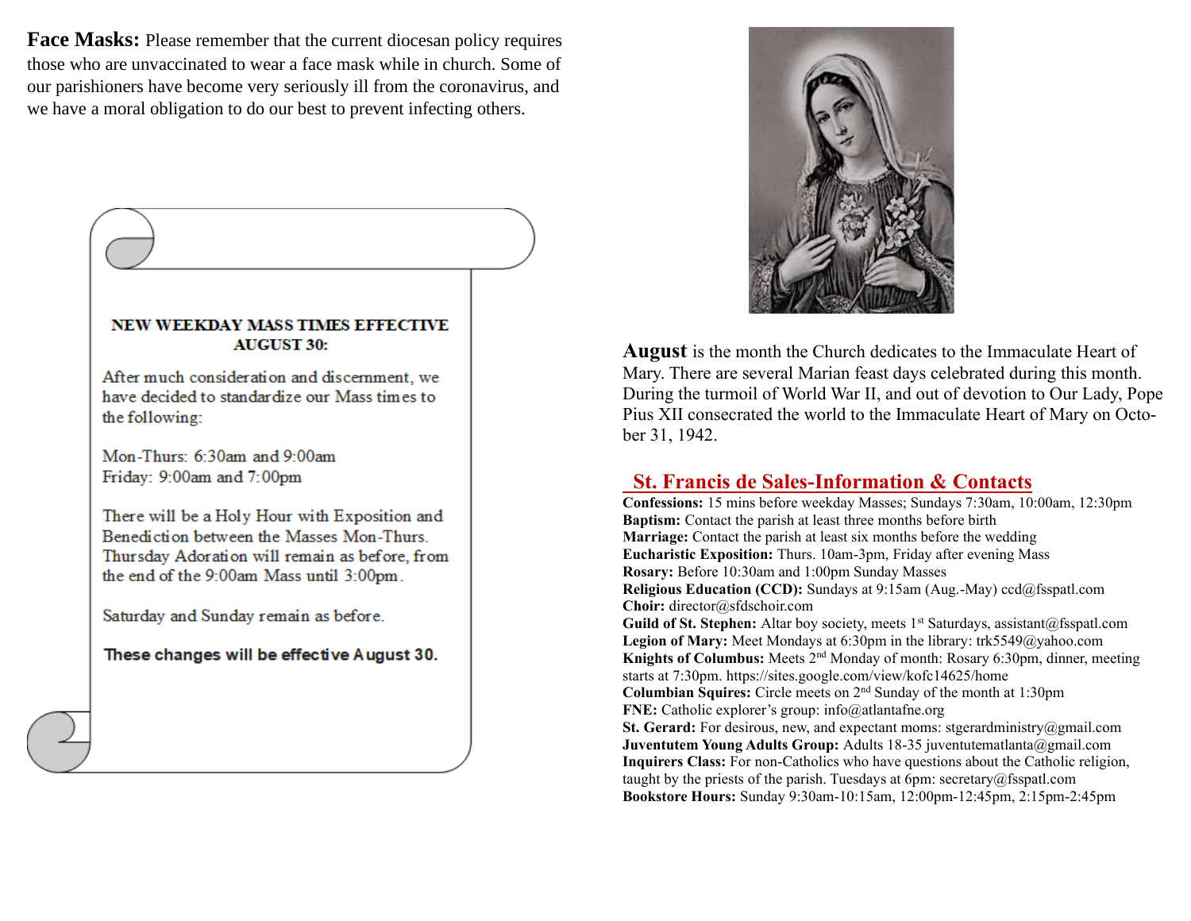**Face Masks:** Please remember that the current diocesan policy requires those who are unvaccinated to wear a face mask while in church. Some of our parishioners have become very seriously ill from the coronavirus, and we have a moral obligation to do our best to prevent infecting others.

**NEW WEEKDAY MASS TIMES EFFECTIVE AUGUST 30:**

After much consideration and discernment, we have decided to standardize our Mass times to the following:

Mon-Thurs: 6:30am and 9:00am
Friday: 9:00am and 7:00pm

There will be a Holy Hour with Exposition and Benediction between the Masses Mon-Thurs. Thursday Adoration will remain as before, from the end of the 9:00am Mass until 3:00pm.

Saturday and Sunday remain as before.

**These changes will be effective August 30.**

**August** is the month the Church dedicates to the Immaculate Heart of Mary. There are several Marian feast days celebrated during this month. During the turmoil of World War II, and out of devotion to Our Lady, Pope Pius XII consecrated the world to the Immaculate Heart of Mary on October 31, 1942.

## St. Francis de Sales-Information & Contacts

**Confessions:** 15 mins before weekday Masses; Sundays 7:30am, 10:00am, 12:30pm
**Baptism:** Contact the parish at least three months before birth
**Marriage:** Contact the parish at least six months before the wedding
**Eucharistic Exposition:** Thurs. 10am-3pm, Friday after evening Mass
**Rosary:** Before 10:30am and 1:00pm Sunday Masses
**Religious Education (CCD):** Sundays at 9:15am (Aug.-May) ccd@fsspatl.com
**Choir:** director@sfdschoir.com
**Guild of St. Stephen:** Altar boy society, meets 1st Saturdays, assistant@fsspatl.com
**Legion of Mary:** Meet Mondays at 6:30pm in the library: trk5549@yahoo.com
**Knights of Columbus:** Meets 2nd Monday of month: Rosary 6:30pm, dinner, meeting starts at 7:30pm. https://sites.google.com/view/kofc14625/home
**Columbian Squires:** Circle meets on 2nd Sunday of the month at 1:30pm
**FNE:** Catholic explorer's group: info@atlantafne.org
**St. Gerard:** For desirous, new, and expectant moms: stgerardministry@gmail.com
**Juventutem Young Adults Group:** Adults 18-35 juventutematlanta@gmail.com
**Inquirers Class:** For non-Catholics who have questions about the Catholic religion, taught by the priests of the parish. Tuesdays at 6pm: secretary@fsspatl.com
**Bookstore Hours:** Sunday 9:30am-10:15am, 12:00pm-12:45pm, 2:15pm-2:45pm